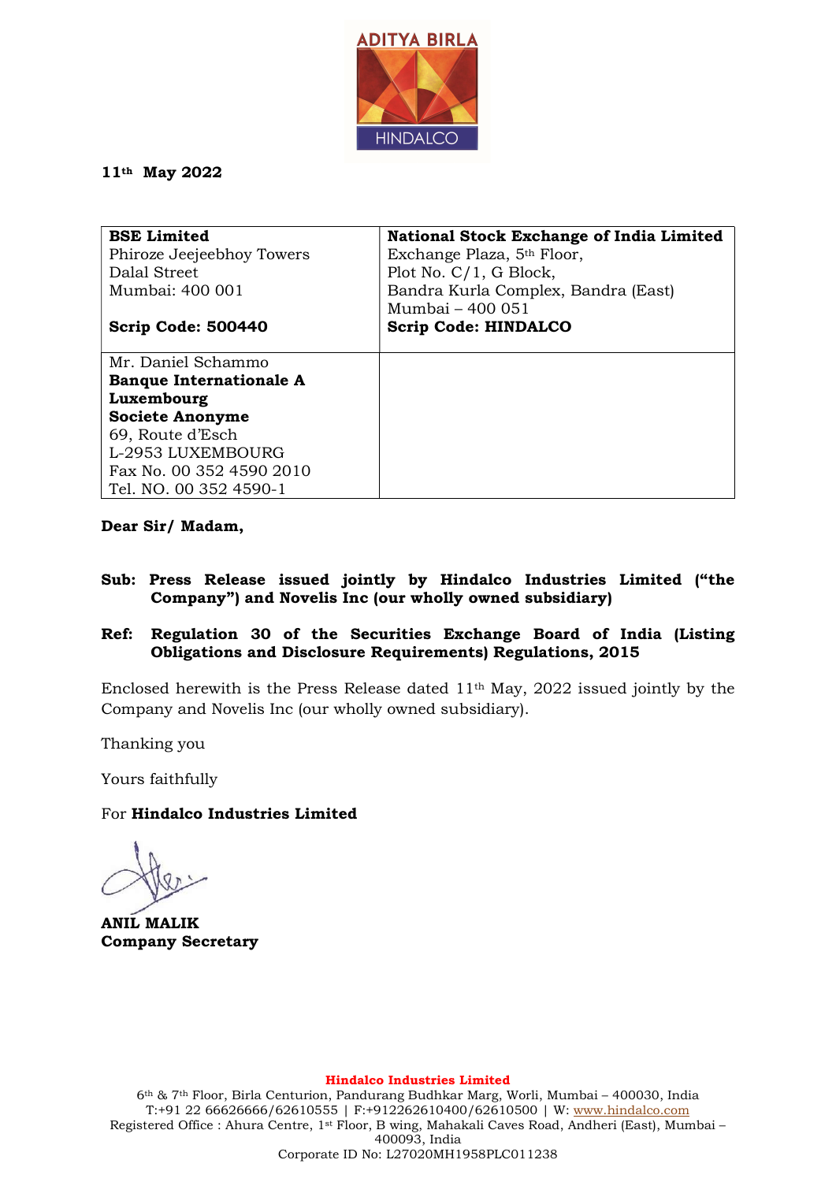11th May 2022

| **BSE Limited**<br>Phiroze Jeejeebhoy Towers<br>Dalal Street<br>Mumbai: 400 001<br><br>**Scrip Code: 500440** | **National Stock Exchange of India Limited**<br>Exchange Plaza, 5th Floor,<br>Plot No. C/1, G Block,<br>Bandra Kurla Complex, Bandra (East)<br>Mumbai – 400 051<br>**Scrip Code: HINDALCO** |
|---|---|
| Mr. Daniel Schammo<br>**Banque Internationale A Luxembourg Societe Anonyme**<br>69, Route d'Esch<br>L-2953 LUXEMBOURG<br>Fax No. 00 352 4590 2010<br>Tel. NO. 00 352 4590-1 | |

**Dear Sir/ Madam,**

**Sub: Press Release issued jointly by Hindalco Industries Limited ("the Company") and Novelis Inc (our wholly owned subsidiary)**

**Ref: Regulation 30 of the Securities Exchange Board of India (Listing Obligations and Disclosure Requirements) Regulations, 2015**

Enclosed herewith is the Press Release dated 11th May, 2022 issued jointly by the Company and Novelis Inc (our wholly owned subsidiary).

Thanking you

Yours faithfully

For **Hindalco Industries Limited**

**ANIL MALIK**
**Company Secretary**

**Hindalco Industries Limited**
6th & 7th Floor, Birla Centurion, Pandurang Budhkar Marg, Worli, Mumbai – 400030, India
T:+91 22 66626666/62610555 | F:+912262610400/62610500 | W: www.hindalco.com
Registered Office : Ahura Centre, 1st Floor, B wing, Mahakali Caves Road, Andheri (East), Mumbai – 400093, India
Corporate ID No: L27020MH1958PLC011238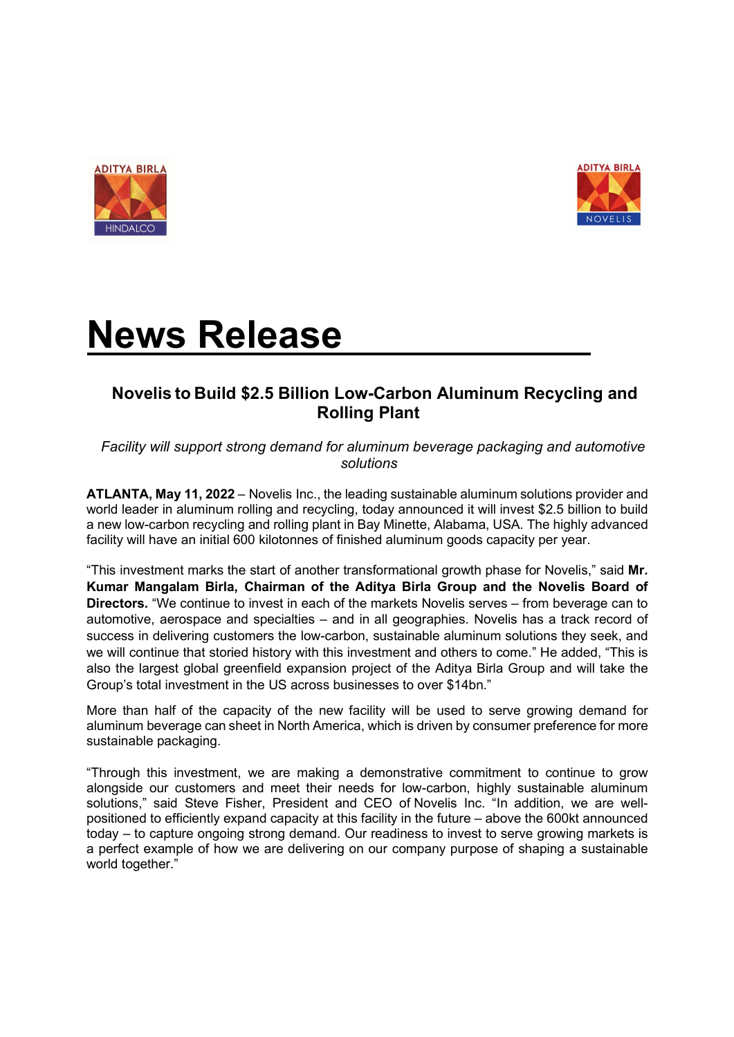# News Release

### Novelis to Build $2.5 Billion Low-Carbon Aluminum Recycling and Rolling Plant

*Facility will support strong demand for aluminum beverage packaging and automotive solutions*

**ATLANTA, May 11, 2022** – Novelis Inc., the leading sustainable aluminum solutions provider and world leader in aluminum rolling and recycling, today announced it will invest $2.5 billion to build a new low-carbon recycling and rolling plant in Bay Minette, Alabama, USA. The highly advanced facility will have an initial 600 kilotonnes of finished aluminum goods capacity per year.

"This investment marks the start of another transformational growth phase for Novelis," said **Mr. Kumar Mangalam Birla, Chairman of the Aditya Birla Group and the Novelis Board of Directors.** "We continue to invest in each of the markets Novelis serves – from beverage can to automotive, aerospace and specialties – and in all geographies. Novelis has a track record of success in delivering customers the low-carbon, sustainable aluminum solutions they seek, and we will continue that storied history with this investment and others to come." He added, "This is also the largest global greenfield expansion project of the Aditya Birla Group and will take the Group's total investment in the US across businesses to over $14bn."

More than half of the capacity of the new facility will be used to serve growing demand for aluminum beverage can sheet in North America, which is driven by consumer preference for more sustainable packaging.

"Through this investment, we are making a demonstrative commitment to continue to grow alongside our customers and meet their needs for low-carbon, highly sustainable aluminum solutions," said Steve Fisher, President and CEO of Novelis Inc. "In addition, we are well-positioned to efficiently expand capacity at this facility in the future – above the 600kt announced today – to capture ongoing strong demand. Our readiness to invest to serve growing markets is a perfect example of how we are delivering on our company purpose of shaping a sustainable world together."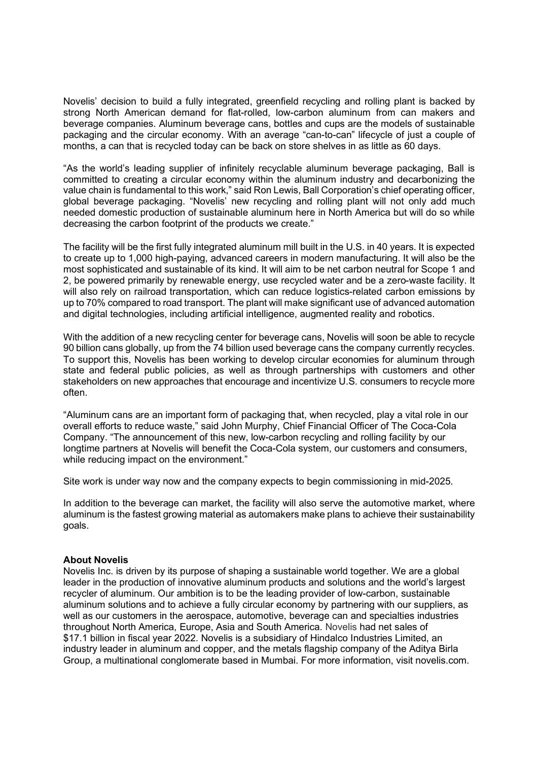Novelis' decision to build a fully integrated, greenfield recycling and rolling plant is backed by strong North American demand for flat-rolled, low-carbon aluminum from can makers and beverage companies. Aluminum beverage cans, bottles and cups are the models of sustainable packaging and the circular economy. With an average "can-to-can" lifecycle of just a couple of months, a can that is recycled today can be back on store shelves in as little as 60 days.

"As the world's leading supplier of infinitely recyclable aluminum beverage packaging, Ball is committed to creating a circular economy within the aluminum industry and decarbonizing the value chain is fundamental to this work," said Ron Lewis, Ball Corporation's chief operating officer, global beverage packaging. "Novelis' new recycling and rolling plant will not only add much needed domestic production of sustainable aluminum here in North America but will do so while decreasing the carbon footprint of the products we create."

The facility will be the first fully integrated aluminum mill built in the U.S. in 40 years. It is expected to create up to 1,000 high-paying, advanced careers in modern manufacturing. It will also be the most sophisticated and sustainable of its kind. It will aim to be net carbon neutral for Scope 1 and 2, be powered primarily by renewable energy, use recycled water and be a zero-waste facility. It will also rely on railroad transportation, which can reduce logistics-related carbon emissions by up to 70% compared to road transport. The plant will make significant use of advanced automation and digital technologies, including artificial intelligence, augmented reality and robotics.

With the addition of a new recycling center for beverage cans, Novelis will soon be able to recycle 90 billion cans globally, up from the 74 billion used beverage cans the company currently recycles. To support this, Novelis has been working to develop circular economies for aluminum through state and federal public policies, as well as through partnerships with customers and other stakeholders on new approaches that encourage and incentivize U.S. consumers to recycle more often.

"Aluminum cans are an important form of packaging that, when recycled, play a vital role in our overall efforts to reduce waste," said John Murphy, Chief Financial Officer of The Coca-Cola Company. "The announcement of this new, low-carbon recycling and rolling facility by our longtime partners at Novelis will benefit the Coca-Cola system, our customers and consumers, while reducing impact on the environment."

Site work is under way now and the company expects to begin commissioning in mid-2025.

In addition to the beverage can market, the facility will also serve the automotive market, where aluminum is the fastest growing material as automakers make plans to achieve their sustainability goals.

**About Novelis**

Novelis Inc. is driven by its purpose of shaping a sustainable world together. We are a global leader in the production of innovative aluminum products and solutions and the world's largest recycler of aluminum. Our ambition is to be the leading provider of low-carbon, sustainable aluminum solutions and to achieve a fully circular economy by partnering with our suppliers, as well as our customers in the aerospace, automotive, beverage can and specialties industries throughout North America, Europe, Asia and South America. Novelis had net sales of $17.1 billion in fiscal year 2022. Novelis is a subsidiary of Hindalco Industries Limited, an industry leader in aluminum and copper, and the metals flagship company of the Aditya Birla Group, a multinational conglomerate based in Mumbai. For more information, visit novelis.com.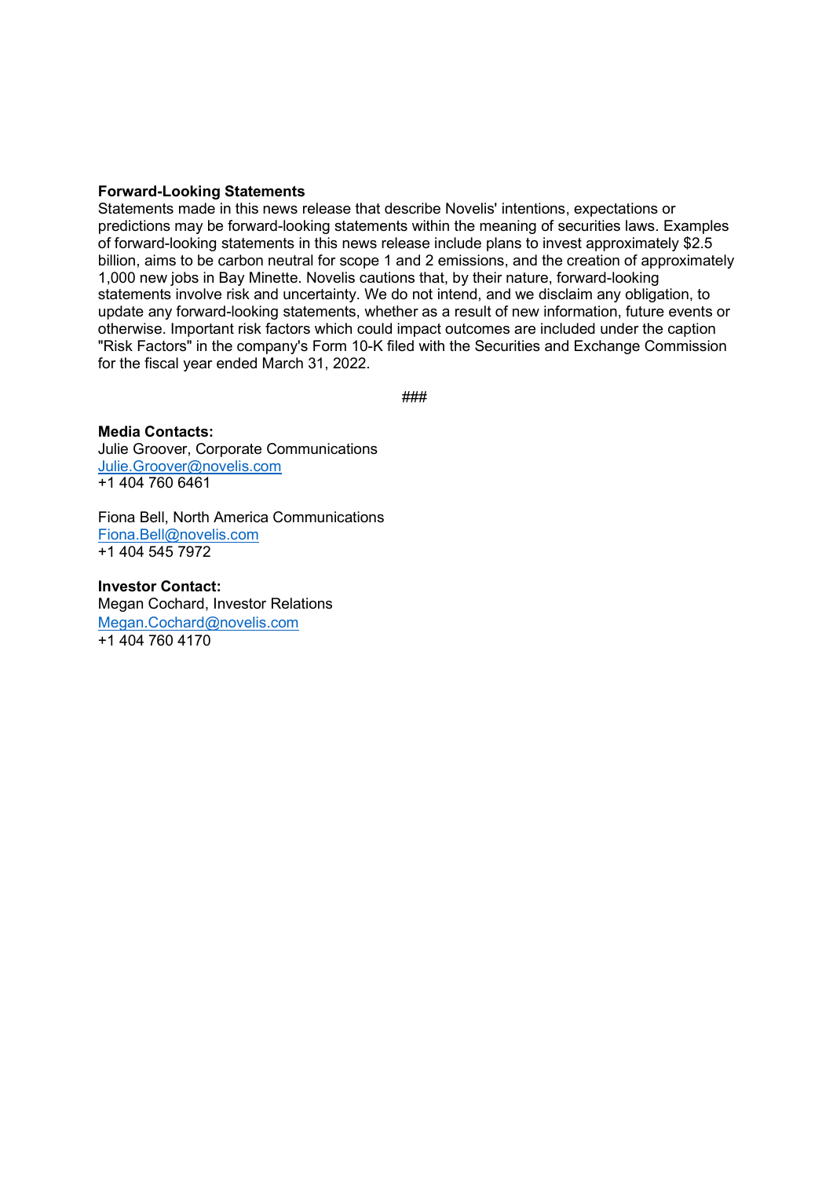**Forward-Looking Statements**

Statements made in this news release that describe Novelis' intentions, expectations or predictions may be forward-looking statements within the meaning of securities laws. Examples of forward-looking statements in this news release include plans to invest approximately $2.5 billion, aims to be carbon neutral for scope 1 and 2 emissions, and the creation of approximately 1,000 new jobs in Bay Minette. Novelis cautions that, by their nature, forward-looking statements involve risk and uncertainty. We do not intend, and we disclaim any obligation, to update any forward-looking statements, whether as a result of new information, future events or otherwise. Important risk factors which could impact outcomes are included under the caption "Risk Factors" in the company's Form 10-K filed with the Securities and Exchange Commission for the fiscal year ended March 31, 2022.

###

**Media Contacts:**

Julie Groover, Corporate Communications
Julie.Groover@novelis.com
+1 404 760 6461

Fiona Bell, North America Communications
Fiona.Bell@novelis.com
+1 404 545 7972

**Investor Contact:**

Megan Cochard, Investor Relations
Megan.Cochard@novelis.com
+1 404 760 4170